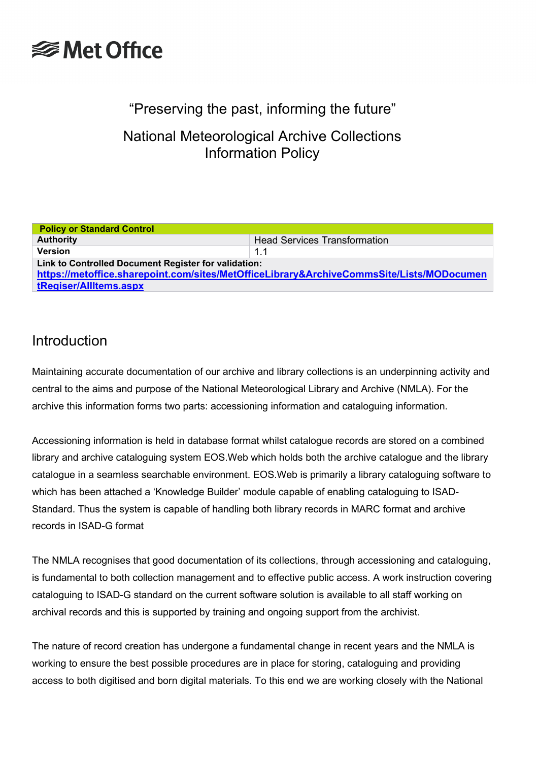Met Office

"Preserving the past, informing the future"

# National Meteorological Archive Collections Information Policy

| Policy or Standard Control | |
|---|---|
| **Authority** | Head Services Transformation |
| **Version** | 1.1 |
| **Link to Controlled Document Register for validation:** [https://metoffice.sharepoint.com/sites/MetOfficeLibrary&ArchiveCommsSite/Lists/MODocumentRegiser/AllItems.aspx](https://metoffice.sharepoint.com/sites/MetOfficeLibrary&ArchiveCommsSite/Lists/MODocumentRegiser/AllItems.aspx) | |

## Introduction

Maintaining accurate documentation of our archive and library collections is an underpinning activity and central to the aims and purpose of the National Meteorological Library and Archive (NMLA). For the archive this information forms two parts: accessioning information and cataloguing information.

Accessioning information is held in database format whilst catalogue records are stored on a combined library and archive cataloguing system EOS.Web which holds both the archive catalogue and the library catalogue in a seamless searchable environment. EOS.Web is primarily a library cataloguing software to which has been attached a 'Knowledge Builder' module capable of enabling cataloguing to ISAD-Standard. Thus the system is capable of handling both library records in MARC format and archive records in ISAD-G format

The NMLA recognises that good documentation of its collections, through accessioning and cataloguing, is fundamental to both collection management and to effective public access. A work instruction covering cataloguing to ISAD-G standard on the current software solution is available to all staff working on archival records and this is supported by training and ongoing support from the archivist.

The nature of record creation has undergone a fundamental change in recent years and the NMLA is working to ensure the best possible procedures are in place for storing, cataloguing and providing access to both digitised and born digital materials. To this end we are working closely with the National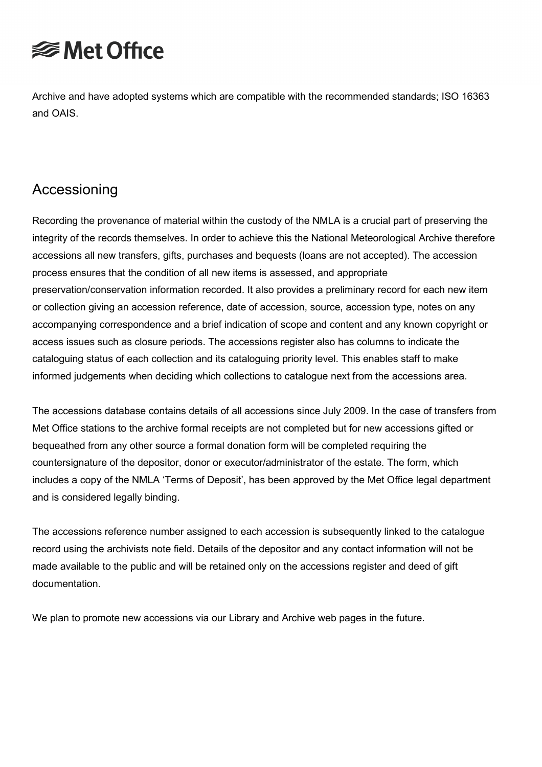Archive and have adopted systems which are compatible with the recommended standards; ISO 16363 and OAIS.

## Accessioning

Recording the provenance of material within the custody of the NMLA is a crucial part of preserving the integrity of the records themselves. In order to achieve this the National Meteorological Archive therefore accessions all new transfers, gifts, purchases and bequests (loans are not accepted). The accession process ensures that the condition of all new items is assessed, and appropriate preservation/conservation information recorded. It also provides a preliminary record for each new item or collection giving an accession reference, date of accession, source, accession type, notes on any accompanying correspondence and a brief indication of scope and content and any known copyright or access issues such as closure periods. The accessions register also has columns to indicate the cataloguing status of each collection and its cataloguing priority level. This enables staff to make informed judgements when deciding which collections to catalogue next from the accessions area.

The accessions database contains details of all accessions since July 2009. In the case of transfers from Met Office stations to the archive formal receipts are not completed but for new accessions gifted or bequeathed from any other source a formal donation form will be completed requiring the countersignature of the depositor, donor or executor/administrator of the estate. The form, which includes a copy of the NMLA 'Terms of Deposit', has been approved by the Met Office legal department and is considered legally binding.

The accessions reference number assigned to each accession is subsequently linked to the catalogue record using the archivists note field. Details of the depositor and any contact information will not be made available to the public and will be retained only on the accessions register and deed of gift documentation.

We plan to promote new accessions via our Library and Archive web pages in the future.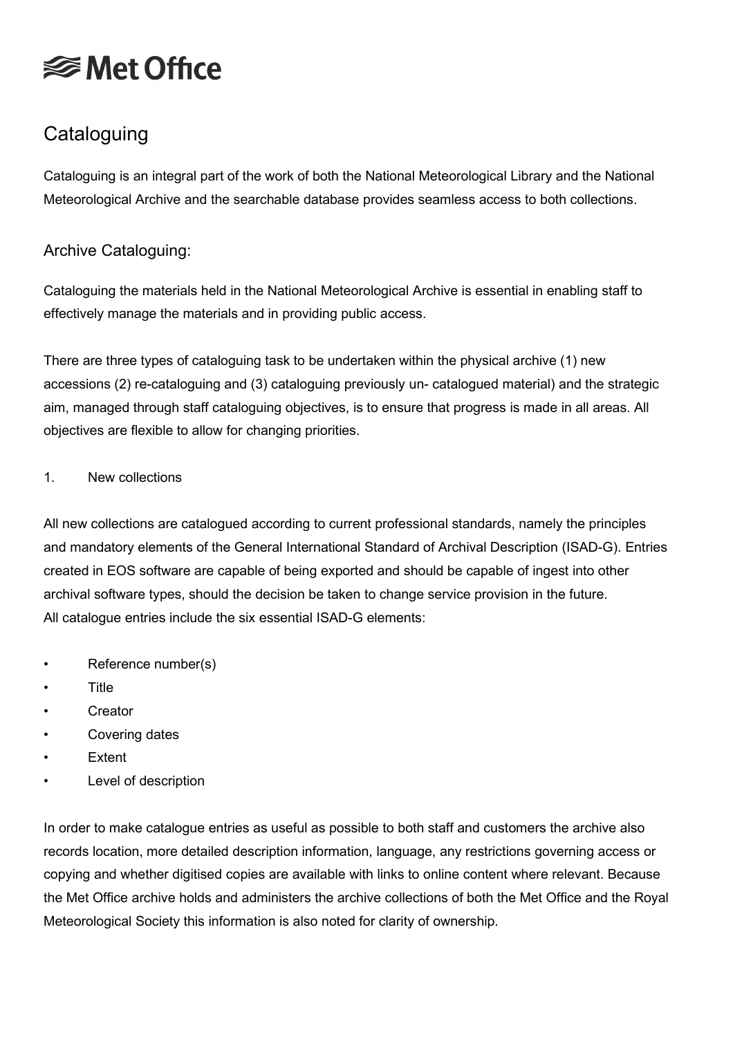# Met Office

## Cataloguing

Cataloguing is an integral part of the work of both the National Meteorological Library and the National Meteorological Archive and the searchable database provides seamless access to both collections.

### Archive Cataloguing:

Cataloguing the materials held in the National Meteorological Archive is essential in enabling staff to effectively manage the materials and in providing public access.

There are three types of cataloguing task to be undertaken within the physical archive (1) new accessions (2) re-cataloguing and (3) cataloguing previously un- catalogued material) and the strategic aim, managed through staff cataloguing objectives, is to ensure that progress is made in all areas. All objectives are flexible to allow for changing priorities.

1. New collections

All new collections are catalogued according to current professional standards, namely the principles and mandatory elements of the General International Standard of Archival Description (ISAD-G). Entries created in EOS software are capable of being exported and should be capable of ingest into other archival software types, should the decision be taken to change service provision in the future.
All catalogue entries include the six essential ISAD-G elements:

- Reference number(s)
- Title
- Creator
- Covering dates
- Extent
- Level of description

In order to make catalogue entries as useful as possible to both staff and customers the archive also records location, more detailed description information, language, any restrictions governing access or copying and whether digitised copies are available with links to online content where relevant. Because the Met Office archive holds and administers the archive collections of both the Met Office and the Royal Meteorological Society this information is also noted for clarity of ownership.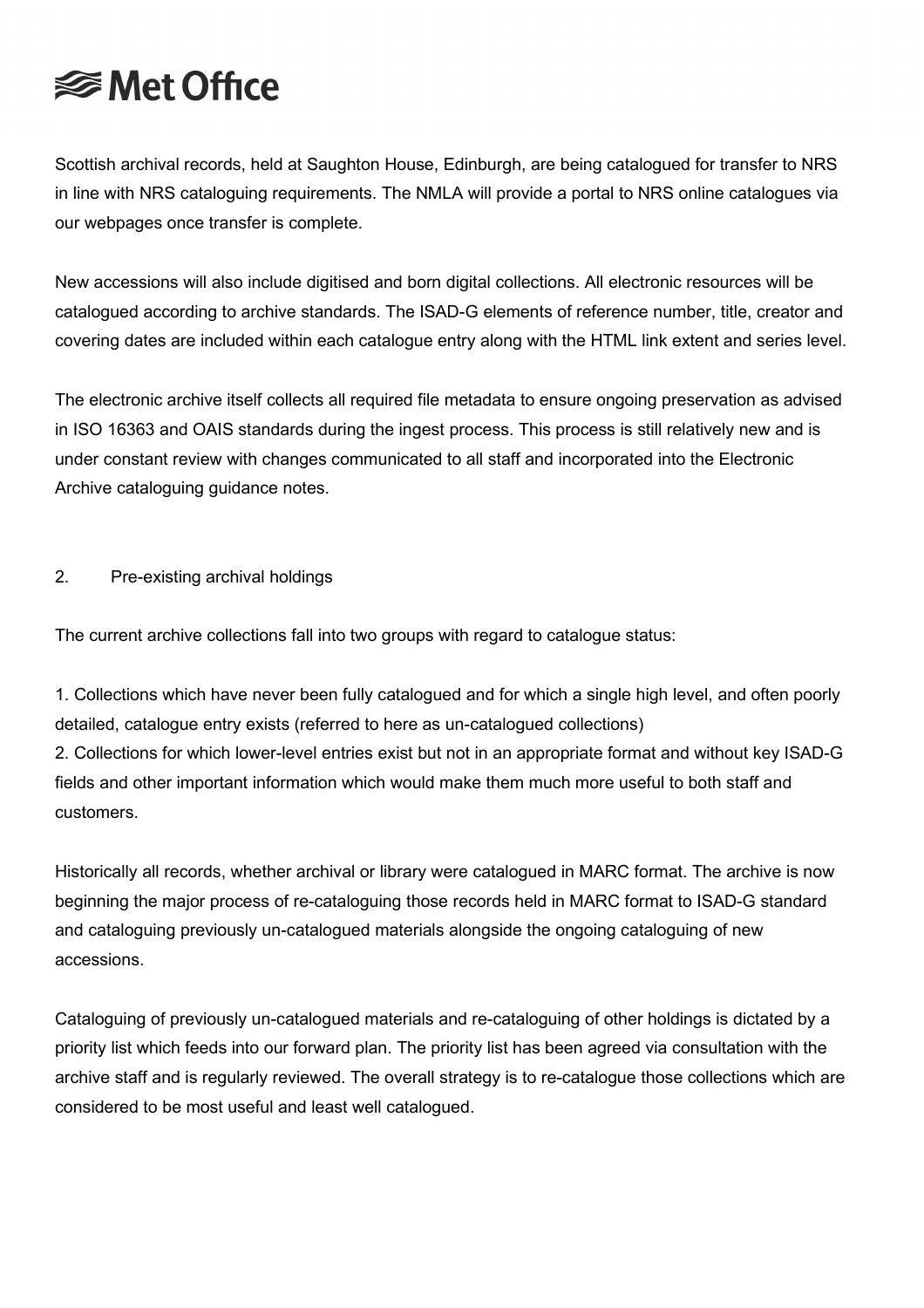Scottish archival records, held at Saughton House, Edinburgh, are being catalogued for transfer to NRS in line with NRS cataloguing requirements. The NMLA will provide a portal to NRS online catalogues via our webpages once transfer is complete.

New accessions will also include digitised and born digital collections. All electronic resources will be catalogued according to archive standards. The ISAD-G elements of reference number, title, creator and covering dates are included within each catalogue entry along with the HTML link extent and series level.

The electronic archive itself collects all required file metadata to ensure ongoing preservation as advised in ISO 16363 and OAIS standards during the ingest process. This process is still relatively new and is under constant review with changes communicated to all staff and incorporated into the Electronic Archive cataloguing guidance notes.

## 2. Pre-existing archival holdings

The current archive collections fall into two groups with regard to catalogue status:

1. Collections which have never been fully catalogued and for which a single high level, and often poorly detailed, catalogue entry exists (referred to here as un-catalogued collections)
2. Collections for which lower-level entries exist but not in an appropriate format and without key ISAD-G fields and other important information which would make them much more useful to both staff and customers.

Historically all records, whether archival or library were catalogued in MARC format. The archive is now beginning the major process of re-cataloguing those records held in MARC format to ISAD-G standard and cataloguing previously un-catalogued materials alongside the ongoing cataloguing of new accessions.

Cataloguing of previously un-catalogued materials and re-cataloguing of other holdings is dictated by a priority list which feeds into our forward plan. The priority list has been agreed via consultation with the archive staff and is regularly reviewed. The overall strategy is to re-catalogue those collections which are considered to be most useful and least well catalogued.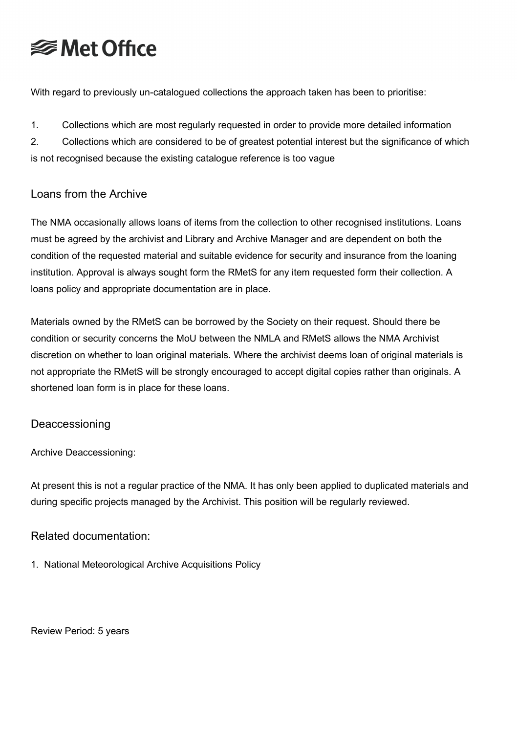With regard to previously un-catalogued collections the approach taken has been to prioritise:

1. Collections which are most regularly requested in order to provide more detailed information
2. Collections which are considered to be of greatest potential interest but the significance of which is not recognised because the existing catalogue reference is too vague

## Loans from the Archive

The NMA occasionally allows loans of items from the collection to other recognised institutions. Loans must be agreed by the archivist and Library and Archive Manager and are dependent on both the condition of the requested material and suitable evidence for security and insurance from the loaning institution. Approval is always sought form the RMetS for any item requested form their collection. A loans policy and appropriate documentation are in place.

Materials owned by the RMetS can be borrowed by the Society on their request. Should there be condition or security concerns the MoU between the NMLA and RMetS allows the NMA Archivist discretion on whether to loan original materials. Where the archivist deems loan of original materials is not appropriate the RMetS will be strongly encouraged to accept digital copies rather than originals. A shortened loan form is in place for these loans.

## Deaccessioning

Archive Deaccessioning:

At present this is not a regular practice of the NMA. It has only been applied to duplicated materials and during specific projects managed by the Archivist. This position will be regularly reviewed.

## Related documentation:

1. National Meteorological Archive Acquisitions Policy

Review Period: 5 years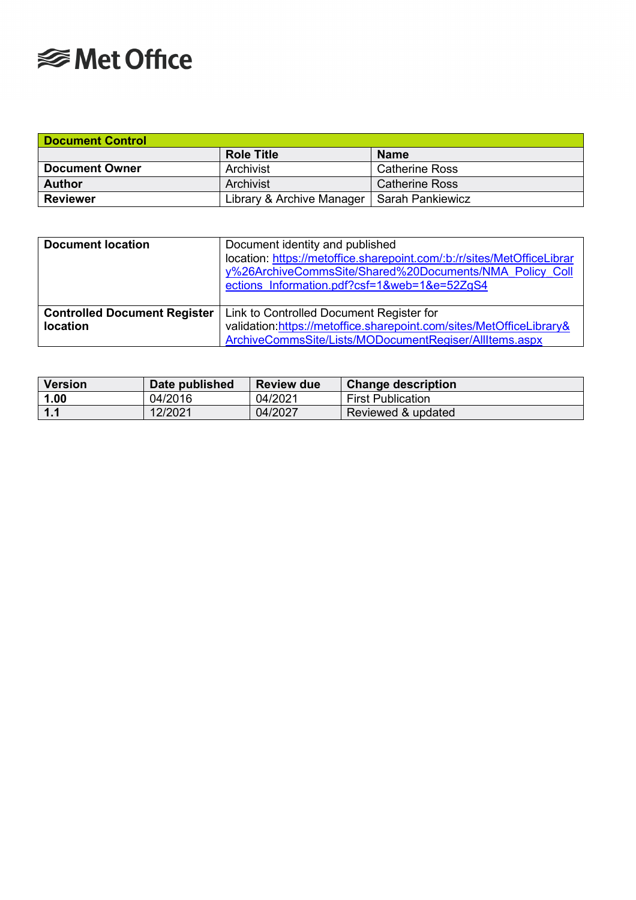Met Office

| Document Control | | |
| --- | --- | --- |
| | **Role Title** | **Name** |
| **Document Owner** | Archivist | Catherine Ross |
| **Author** | Archivist | Catherine Ross |
| **Reviewer** | Library & Archive Manager | Sarah Pankiewicz |

| | |
| --- | --- |
| **Document location** | Document identity and published location: https://metoffice.sharepoint.com/:b:/r/sites/MetOfficeLibrary%26ArchiveCommsSite/Shared%20Documents/NMA_Policy_Collections_Information.pdf?csf=1&web=1&e=52ZgS4 |
| **Controlled Document Register location** | Link to Controlled Document Register for validation:https://metoffice.sharepoint.com/sites/MetOfficeLibrary&ArchiveCommsSite/Lists/MODocumentRegiser/AllItems.aspx |

| Version | Date published | Review due | Change description |
| --- | --- | --- | --- |
| **1.00** | 04/2016 | 04/2021 | First Publication |
| **1.1** | 12/2021 | 04/2027 | Reviewed & updated |